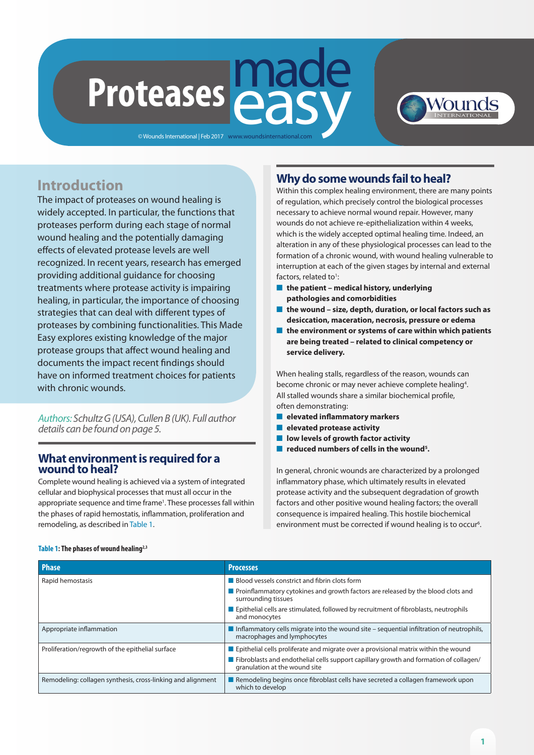# Proteases made easy

© Wounds International | Feb 2017 www.woundsinternational.com

## Introduction

The impact of proteases on wound healing is widely accepted. In particular, the functions that proteases perform during each stage of normal wound healing and the potentially damaging effects of elevated protease levels are well recognized. In recent years, research has emerged providing additional guidance for choosing treatments where protease activity is impairing healing, in particular, the importance of choosing strategies that can deal with different types of proteases by combining functionalities. This Made Easy explores existing knowledge of the major protease groups that affect wound healing and documents the impact recent findings should have on informed treatment choices for patients with chronic wounds.

*Authors: Schultz G (USA), Cullen B (UK). Full author details can be found on page 5.*

## What environment is required for a wound to heal?

Complete wound healing is achieved via a system of integrated cellular and biophysical processes that must all occur in the appropriate sequence and time frame[1]. These processes fall within the phases of rapid hemostatis, inflammation, proliferation and remodeling, as described in Table 1.

## Why do some wounds fail to heal?

Within this complex healing environment, there are many points of regulation, which precisely control the biological processes necessary to achieve normal wound repair. However, many wounds do not achieve re-epithelialization within 4 weeks, which is the widely accepted optimal healing time. Indeed, an alteration in any of these physiological processes can lead to the formation of a chronic wound, with wound healing vulnerable to interruption at each of the given stages by internal and external factors, related to[1]:

- **the patient – medical history, underlying pathologies and comorbidities**
- **the wound – size, depth, duration, or local factors such as desiccation, maceration, necrosis, pressure or edema**
- **the environment or systems of care within which patients are being treated – related to clinical competency or service delivery.**

When healing stalls, regardless of the reason, wounds can become chronic or may never achieve complete healing[4]. All stalled wounds share a similar biochemical profile, often demonstrating:

- **elevated inflammatory markers**
- **elevated protease activity**
- **low levels of growth factor activity**
- **reduced numbers of cells in the wound[5].**

In general, chronic wounds are characterized by a prolonged inflammatory phase, which ultimately results in elevated protease activity and the subsequent degradation of growth factors and other positive wound healing factors; the overall consequence is impaired healing. This hostile biochemical environment must be corrected if wound healing is to occur[6].

**Table 1: The phases of wound healing[2,3]**

| Phase | Processes |
|---|---|
| Rapid hemostasis | Blood vessels constrict and fibrin clots form<br>Proinflammatory cytokines and growth factors are released by the blood clots and surrounding tissues<br>Epithelial cells are stimulated, followed by recruitment of fibroblasts, neutrophils and monocytes |
| Appropriate inflammation | Inflammatory cells migrate into the wound site – sequential infiltration of neutrophils, macrophages and lymphocytes |
| Proliferation/regrowth of the epithelial surface | Epithelial cells proliferate and migrate over a provisional matrix within the wound<br>Fibroblasts and endothelial cells support capillary growth and formation of collagen/granulation at the wound site |
| Remodeling: collagen synthesis, cross-linking and alignment | Remodeling begins once fibroblast cells have secreted a collagen framework upon which to develop |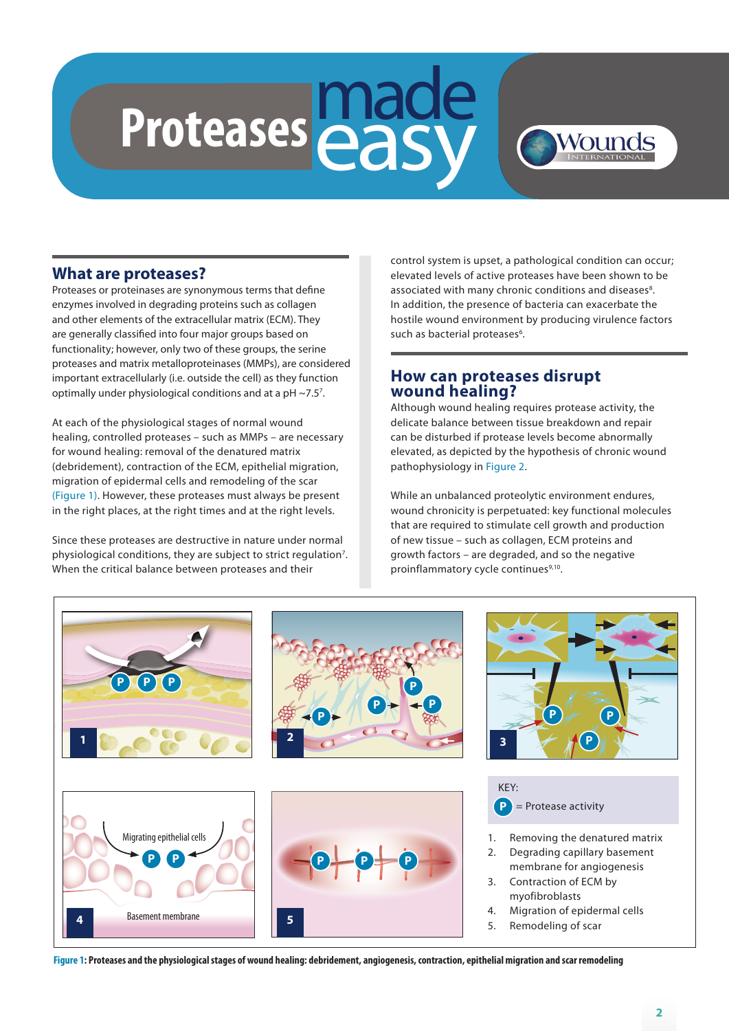# Proteases made easy

## What are proteases?

Proteases or proteinases are synonymous terms that define enzymes involved in degrading proteins such as collagen and other elements of the extracellular matrix (ECM). They are generally classified into four major groups based on functionality; however, only two of these groups, the serine proteases and matrix metalloproteinases (MMPs), are considered important extracellularly (i.e. outside the cell) as they function optimally under physiological conditions and at a pH ~7.5[7].

At each of the physiological stages of normal wound healing, controlled proteases – such as MMPs – are necessary for wound healing: removal of the denatured matrix (debridement), contraction of the ECM, epithelial migration, migration of epidermal cells and remodeling of the scar (Figure 1). However, these proteases must always be present in the right places, at the right times and at the right levels.

Since these proteases are destructive in nature under normal physiological conditions, they are subject to strict regulation[7]. When the critical balance between proteases and their control system is upset, a pathological condition can occur; elevated levels of active proteases have been shown to be associated with many chronic conditions and diseases[8]. In addition, the presence of bacteria can exacerbate the hostile wound environment by producing virulence factors such as bacterial proteases[6].

## How can proteases disrupt wound healing?

Although wound healing requires protease activity, the delicate balance between tissue breakdown and repair can be disturbed if protease levels become abnormally elevated, as depicted by the hypothesis of chronic wound pathophysiology in Figure 2.

While an unbalanced proteolytic environment endures, wound chronicity is perpetuated: key functional molecules that are required to stimulate cell growth and production of new tissue – such as collagen, ECM proteins and growth factors – are degraded, and so the negative proinflammatory cycle continues[9,10].

KEY: P = Protease activity

1. Removing the denatured matrix
2. Degrading capillary basement membrane for angiogenesis
3. Contraction of ECM by myofibroblasts
4. Migration of epidermal cells
5. Remodeling of scar

**Figure 1: Proteases and the physiological stages of wound healing: debridement, angiogenesis, contraction, epithelial migration and scar remodeling**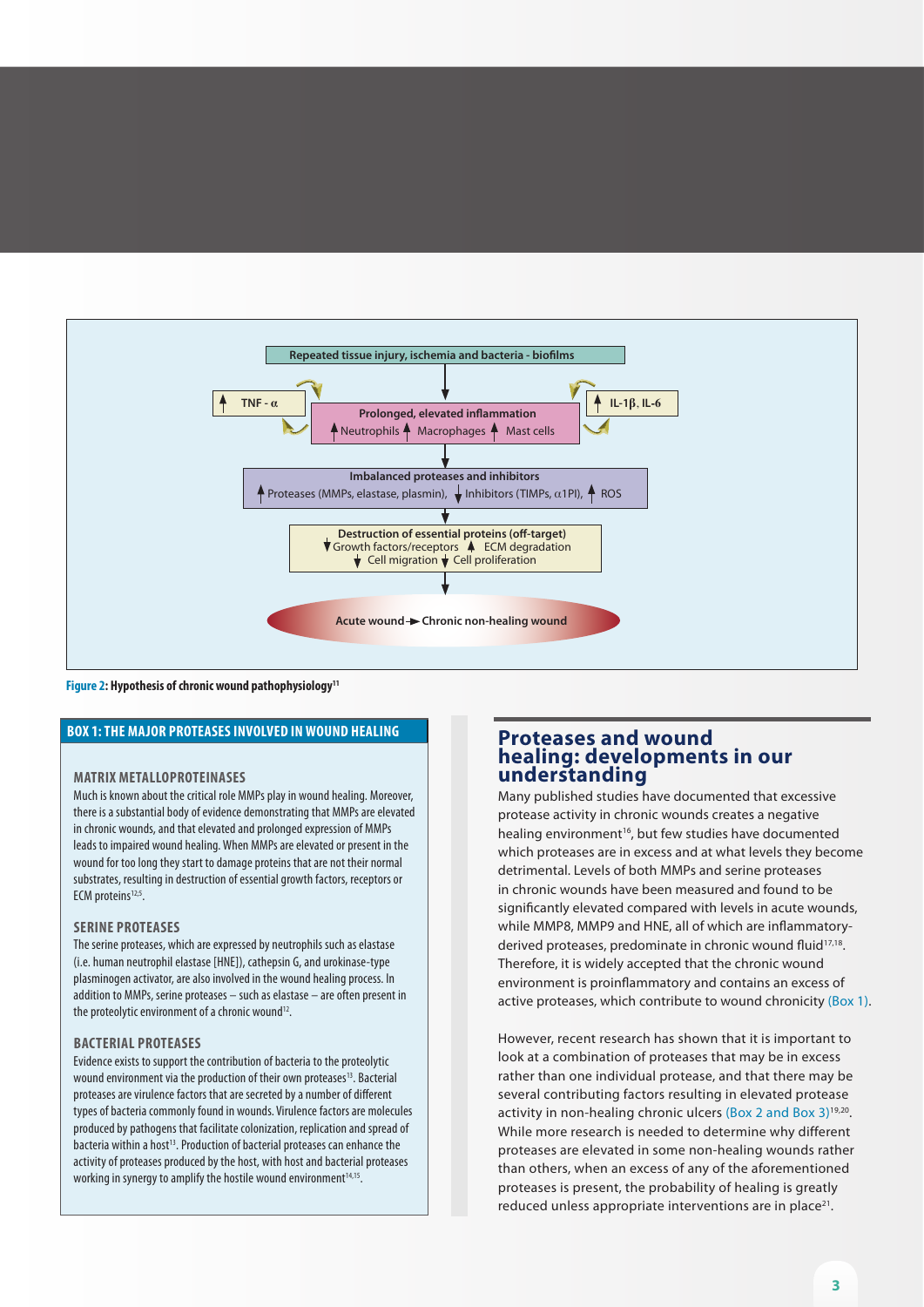Repeated tissue injury, ischemia and bacteria - biofilms

↑ TNF - α

Prolonged, elevated inflammation
↑ Neutrophils ↑ Macrophages ↑ Mast cells

↑ IL-1β, IL-6

Imbalanced proteases and inhibitors
↑ Proteases (MMPs, elastase, plasmin), ↓ Inhibitors (TIMPs, α1PI), ↑ ROS

Destruction of essential proteins (off-target)
↓ Growth factors/receptors ↑ ECM degradation
↓ Cell migration ↓ Cell proliferation

Acute wound ► Chronic non-healing wound

**Figure 2: Hypothesis of chronic wound pathophysiology[11]**

## BOX 1: THE MAJOR PROTEASES INVOLVED IN WOUND HEALING

### MATRIX METALLOPROTEINASES

Much is known about the critical role MMPs play in wound healing. Moreover, there is a substantial body of evidence demonstrating that MMPs are elevated in chronic wounds, and that elevated and prolonged expression of MMPs leads to impaired wound healing. When MMPs are elevated or present in the wound for too long they start to damage proteins that are not their normal substrates, resulting in destruction of essential growth factors, receptors or ECM proteins[12,5].

### SERINE PROTEASES

The serine proteases, which are expressed by neutrophils such as elastase (i.e. human neutrophil elastase [HNE]), cathepsin G, and urokinase-type plasminogen activator, are also involved in the wound healing process. In addition to MMPs, serine proteases – such as elastase – are often present in the proteolytic environment of a chronic wound[12].

### BACTERIAL PROTEASES

Evidence exists to support the contribution of bacteria to the proteolytic wound environment via the production of their own proteases[13]. Bacterial proteases are virulence factors that are secreted by a number of different types of bacteria commonly found in wounds. Virulence factors are molecules produced by pathogens that facilitate colonization, replication and spread of bacteria within a host[13]. Production of bacterial proteases can enhance the activity of proteases produced by the host, with host and bacterial proteases working in synergy to amplify the hostile wound environment[14,15].

## Proteases and wound healing: developments in our understanding

Many published studies have documented that excessive protease activity in chronic wounds creates a negative healing environment[16], but few studies have documented which proteases are in excess and at what levels they become detrimental. Levels of both MMPs and serine proteases in chronic wounds have been measured and found to be significantly elevated compared with levels in acute wounds, while MMP8, MMP9 and HNE, all of which are inflammatory-derived proteases, predominate in chronic wound fluid[17,18]. Therefore, it is widely accepted that the chronic wound environment is proinflammatory and contains an excess of active proteases, which contribute to wound chronicity (Box 1).

However, recent research has shown that it is important to look at a combination of proteases that may be in excess rather than one individual protease, and that there may be several contributing factors resulting in elevated protease activity in non-healing chronic ulcers (Box 2 and Box 3)[19,20]. While more research is needed to determine why different proteases are elevated in some non-healing wounds rather than others, when an excess of any of the aforementioned proteases is present, the probability of healing is greatly reduced unless appropriate interventions are in place[21].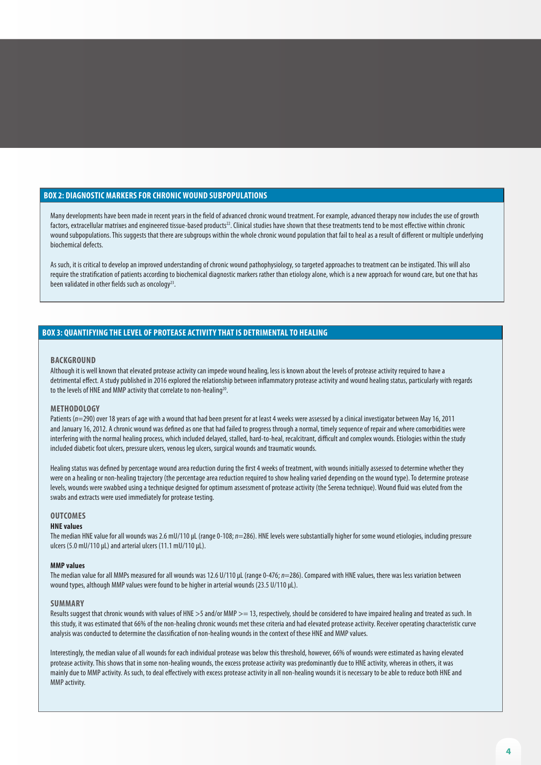## BOX 2: DIAGNOSTIC MARKERS FOR CHRONIC WOUND SUBPOPULATIONS

Many developments have been made in recent years in the field of advanced chronic wound treatment. For example, advanced therapy now includes the use of growth factors, extracellular matrixes and engineered tissue-based products[22]. Clinical studies have shown that these treatments tend to be most effective within chronic wound subpopulations. This suggests that there are subgroups within the whole chronic wound population that fail to heal as a result of different or multiple underlying biochemical defects.

As such, it is critical to develop an improved understanding of chronic wound pathophysiology, so targeted approaches to treatment can be instigated. This will also require the stratification of patients according to biochemical diagnostic markers rather than etiology alone, which is a new approach for wound care, but one that has been validated in other fields such as oncology[23].

## BOX 3: QUANTIFYING THE LEVEL OF PROTEASE ACTIVITY THAT IS DETRIMENTAL TO HEALING

### BACKGROUND

Although it is well known that elevated protease activity can impede wound healing, less is known about the levels of protease activity required to have a detrimental effect. A study published in 2016 explored the relationship between inflammatory protease activity and wound healing status, particularly with regards to the levels of HNE and MMP activity that correlate to non-healing[20].

### METHODOLOGY

Patients ($n$=290) over 18 years of age with a wound that had been present for at least 4 weeks were assessed by a clinical investigator between May 16, 2011 and January 16, 2012. A chronic wound was defined as one that had failed to progress through a normal, timely sequence of repair and where comorbidities were interfering with the normal healing process, which included delayed, stalled, hard-to-heal, recalcitrant, difficult and complex wounds. Etiologies within the study included diabetic foot ulcers, pressure ulcers, venous leg ulcers, surgical wounds and traumatic wounds.

Healing status was defined by percentage wound area reduction during the first 4 weeks of treatment, with wounds initially assessed to determine whether they were on a healing or non-healing trajectory (the percentage area reduction required to show healing varied depending on the wound type). To determine protease levels, wounds were swabbed using a technique designed for optimum assessment of protease activity (the Serena technique). Wound fluid was eluted from the swabs and extracts were used immediately for protease testing.

### OUTCOMES

**HNE values**

The median HNE value for all wounds was 2.6 mU/110 µL (range 0-108; $n$=286). HNE levels were substantially higher for some wound etiologies, including pressure ulcers (5.0 mU/110 µL) and arterial ulcers (11.1 mU/110 µL).

**MMP values**

The median value for all MMPs measured for all wounds was 12.6 U/110 µL (range 0-476; $n$=286). Compared with HNE values, there was less variation between wound types, although MMP values were found to be higher in arterial wounds (23.5 U/110 µL).

### SUMMARY

Results suggest that chronic wounds with values of HNE >5 and/or MMP >= 13, respectively, should be considered to have impaired healing and treated as such. In this study, it was estimated that 66% of the non-healing chronic wounds met these criteria and had elevated protease activity. Receiver operating characteristic curve analysis was conducted to determine the classification of non-healing wounds in the context of these HNE and MMP values.

Interestingly, the median value of all wounds for each individual protease was below this threshold, however, 66% of wounds were estimated as having elevated protease activity. This shows that in some non-healing wounds, the excess protease activity was predominantly due to HNE activity, whereas in others, it was mainly due to MMP activity. As such, to deal effectively with excess protease activity in all non-healing wounds it is necessary to be able to reduce both HNE and MMP activity.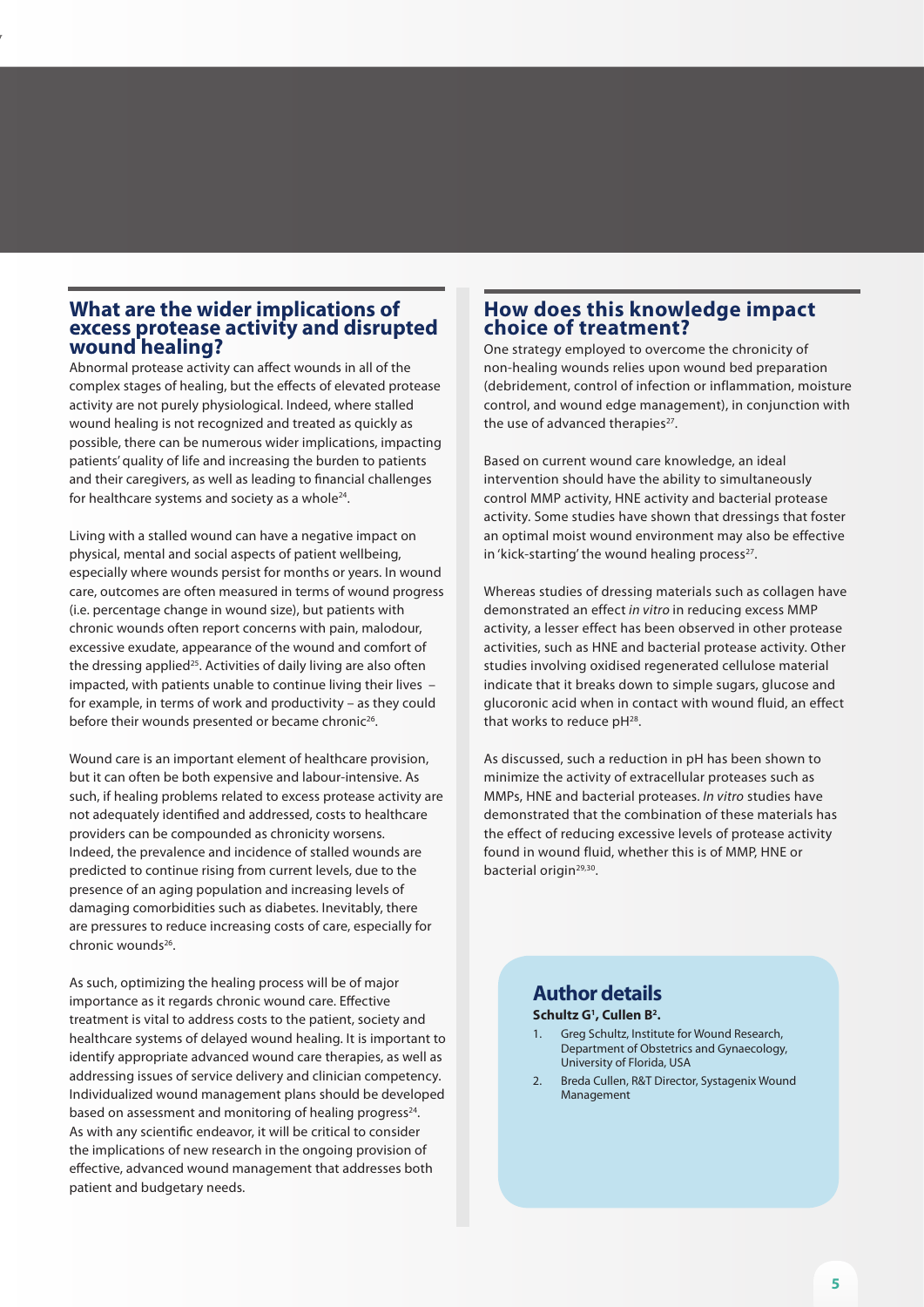## What are the wider implications of excess protease activity and disrupted wound healing?

Abnormal protease activity can affect wounds in all of the complex stages of healing, but the effects of elevated protease activity are not purely physiological. Indeed, where stalled wound healing is not recognized and treated as quickly as possible, there can be numerous wider implications, impacting patients' quality of life and increasing the burden to patients and their caregivers, as well as leading to financial challenges for healthcare systems and society as a whole[24].

Living with a stalled wound can have a negative impact on physical, mental and social aspects of patient wellbeing, especially where wounds persist for months or years. In wound care, outcomes are often measured in terms of wound progress (i.e. percentage change in wound size), but patients with chronic wounds often report concerns with pain, malodour, excessive exudate, appearance of the wound and comfort of the dressing applied[25]. Activities of daily living are also often impacted, with patients unable to continue living their lives – for example, in terms of work and productivity – as they could before their wounds presented or became chronic[26].

Wound care is an important element of healthcare provision, but it can often be both expensive and labour-intensive. As such, if healing problems related to excess protease activity are not adequately identified and addressed, costs to healthcare providers can be compounded as chronicity worsens. Indeed, the prevalence and incidence of stalled wounds are predicted to continue rising from current levels, due to the presence of an aging population and increasing levels of damaging comorbidities such as diabetes. Inevitably, there are pressures to reduce increasing costs of care, especially for chronic wounds[26].

As such, optimizing the healing process will be of major importance as it regards chronic wound care. Effective treatment is vital to address costs to the patient, society and healthcare systems of delayed wound healing. It is important to identify appropriate advanced wound care therapies, as well as addressing issues of service delivery and clinician competency. Individualized wound management plans should be developed based on assessment and monitoring of healing progress[24]. As with any scientific endeavor, it will be critical to consider the implications of new research in the ongoing provision of effective, advanced wound management that addresses both patient and budgetary needs.

## How does this knowledge impact choice of treatment?

One strategy employed to overcome the chronicity of non-healing wounds relies upon wound bed preparation (debridement, control of infection or inflammation, moisture control, and wound edge management), in conjunction with the use of advanced therapies[27].

Based on current wound care knowledge, an ideal intervention should have the ability to simultaneously control MMP activity, HNE activity and bacterial protease activity. Some studies have shown that dressings that foster an optimal moist wound environment may also be effective in 'kick-starting' the wound healing process[27].

Whereas studies of dressing materials such as collagen have demonstrated an effect *in vitro* in reducing excess MMP activity, a lesser effect has been observed in other protease activities, such as HNE and bacterial protease activity. Other studies involving oxidised regenerated cellulose material indicate that it breaks down to simple sugars, glucose and glucoronic acid when in contact with wound fluid, an effect that works to reduce pH[28].

As discussed, such a reduction in pH has been shown to minimize the activity of extracellular proteases such as MMPs, HNE and bacterial proteases. *In vitro* studies have demonstrated that the combination of these materials has the effect of reducing excessive levels of protease activity found in wound fluid, whether this is of MMP, HNE or bacterial origin[29,30].

## Author details

**Schultz G[1], Cullen B[2].**

1. Greg Schultz, Institute for Wound Research, Department of Obstetrics and Gynaecology, University of Florida, USA
2. Breda Cullen, R&T Director, Systagenix Wound Management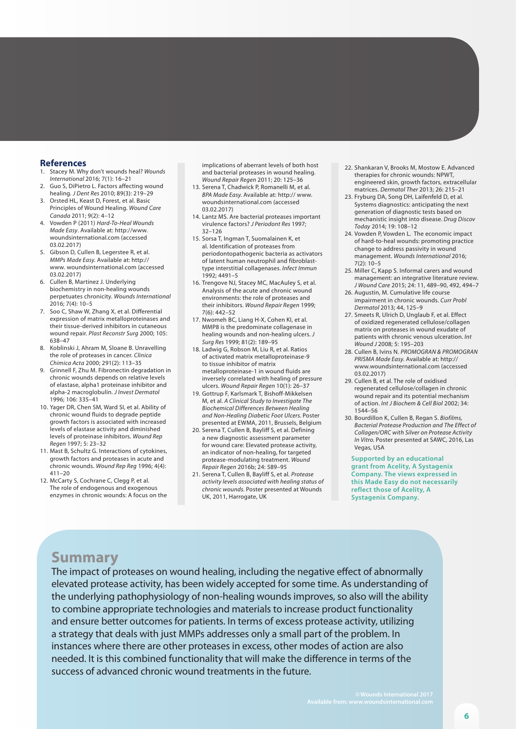## References

1. Stacey M. Why don't wounds heal? *Wounds International* 2016; 7(1): 16–21
2. Guo S, DiPietro L. Factors affecting wound healing. *J Dent Res* 2010; 89(3): 219–29
3. Orsted HL, Keast D, Forest, et al. Basic Principles of Wound Healing. *Wound Care Canada* 2011; 9(2): 4–12
4. Vowden P (2011) *Hard-To-Heal Wounds Made Easy*. Available at: http://www.woundsinternational.com (accessed 03.02.2017)
5. Gibson D, Cullen B, Legerstee R, et al. *MMPs Made Easy.* Available at: http://www. woundsinternational.com (accessed 03.02.2017)
6. Cullen B, Martinez J. Underlying biochemistry in non-healing wounds perpetuates chronicity. *Wounds International* 2016; 7(4): 10–5
7. Soo C, Shaw W, Zhang X, et al. Differential expression of matrix metalloproteinases and their tissue-derived inhibitors in cutaneous wound repair. *Plast Reconstr Surg* 2000; 105: 638–47
8. Koblinski J, Ahram M, Sloane B. Unravelling the role of proteases in cancer. *Clinica Chimica Acta* 2000; 291(2): 113–35
9. Grinnell F, Zhu M. Fibronectin degradation in chronic wounds depends on relative levels of elastase, alpha1 proteinase inhibitor and alpha-2 macroglobulin. *J Invest Dermatol* 1996; 106: 335–41
10. Yager DR, Chen SM, Ward SI, et al. Ability of chronic wound fluids to degrade peptide growth factors is associated with increased levels of elastase activity and diminished levels of proteinase inhibitors. *Wound Rep Regen* 1997; 5: 23–32
11. Mast B, Schultz G. Interactions of cytokines, growth factors and proteases in acute and chronic wounds. *Wound Rep Reg* 1996; 4(4): 411–20
12. McCarty S, Cochrane C, Clegg P, et al. The role of endogenous and exogenous enzymes in chronic wounds: A focus on the implications of aberrant levels of both host and bacterial proteases in wound healing. *Wound Repair Regen* 2011; 20: 125–36
13. Serena T, Chadwick P, Romanelli M, et al. *BPA Made Easy.* Available at: http:// www. woundsinternational.com (accessed 03.02.2017)
14. Lantz MS. Are bacterial proteases important virulence factors? *J Periodont Res* 1997; 32–126
15. Sorsa T, Ingman T, Suomalainen K, et al. Identification of proteases from periodontopathogenic bacteria as activators of latent human neutrophil and fibroblast-type interstitial collagenases. *Infect Immun* 1992; 4491–5
16. Trengove NJ, Stacey MC, MacAuley S, et al. Analysis of the acute and chronic wound environments: the role of proteases and their inhibitors. *Wound Repair Regen* 1999; 7(6): 442–52
17. Nwomeh BC, Liang H-X, Cohen KI, et al. MMP8 is the predominate collagenase in healing wounds and non-healing ulcers. *J Surg Res* 1999; 81(2): 189–95
18. Ladwig G, Robson M, Liu R, et al. Ratios of activated matrix metalloproteinase-9 to tissue inhibitor of matrix metalloproteinase-1 in wound fluids are inversely correlated with healing of pressure ulcers. *Wound Repair Regen* 10(1): 26–37
19. Gottrup F, Karlsmark T, Bishoff-Mikkelsen M, et al. *A Clinical Study to Investigate The Biochemical Differences Between Healing and Non-Healing Diabetic Foot Ulcers.* Poster presented at EWMA, 2011, Brussels, Belgium
20. Serena T, Cullen B, Bayliff S, et al. Defining a new diagnostic assessment parameter for wound care: Elevated protease activity, an indicator of non-healing, for targeted protease-modulating treatment. *Wound Repair Regen* 2016b; 24: 589–95
21. Serena T, Cullen B, Bayliff S, et al. *Protease activity levels associated with healing status of chronic wounds.* Poster presented at Wounds UK, 2011, Harrogate, UK
22. Shankaran V, Brooks M, Mostow E. Advanced therapies for chronic wounds: NPWT, engineered skin, growth factors, extracellular matrices. *Dermatol Ther* 2013; 26: 215–21
23. Fryburg DA, Song DH, Laifenfeld D, et al. Systems diagnostics: anticipating the next generation of diagnostic tests based on mechanistic insight into disease. *Drug Discov Today* 2014; 19: 108–12
24. Vowden P, Vowden L. The economic impact of hard-to-heal wounds: promoting practice change to address passivity in wound management. *Wounds International* 2016; 7(2): 10–5
25. Miller C, Kapp S. Informal carers and wound management: an integrative literature review. *J Wound Care* 2015; 24: 11, 489–90, 492, 494–7
26. Augustin, M. Cumulative life course impairment in chronic wounds. *Curr Probl Dermatol* 2013; 44, 125–9
27. Smeets R, Ulrich D, Unglaub F, et al. Effect of oxidized regenerated cellulose/collagen matrix on proteases in wound exudate of patients with chronic venous ulceration. *Int Wound J* 2008; 5: 195–203
28. Cullen B, Ivins N. *PROMOGRAN & PROMOGRAN PRISMA Made Easy.* Available at: http:// www.woundsinternational.com (accessed 03.02.2017)
29. Cullen B, et al. The role of oxidised regenerated cellulose/collagen in chronic wound repair and its potential mechanism of action. *Int J Biochem & Cell Biol* 2002; 34: 1544–56
30. Bourdillon K, Cullen B, Regan S. *Biofilms, Bacterial Protease Production and The Effect of Collagen/ORC with Silver on Protease Activity In Vitro.* Poster presented at SAWC, 2016, Las Vegas, USA

**Supported by an educational grant from Acelity, A Systagenix Company. The views expressed in this Made Easy do not necessarily reflect those of Acelity, A Systagenix Company.**

## Summary

The impact of proteases on wound healing, including the negative effect of abnormally elevated protease activity, has been widely accepted for some time. As understanding of the underlying pathophysiology of non-healing wounds improves, so also will the ability to combine appropriate technologies and materials to increase product functionality and ensure better outcomes for patients. In terms of excess protease activity, utilizing a strategy that deals with just MMPs addresses only a small part of the problem. In instances where there are other proteases in excess, other modes of action are also needed. It is this combined functionality that will make the difference in terms of the success of advanced chronic wound treatments in the future.

©Wounds International 2017
Available from: www.woundsinternational.com